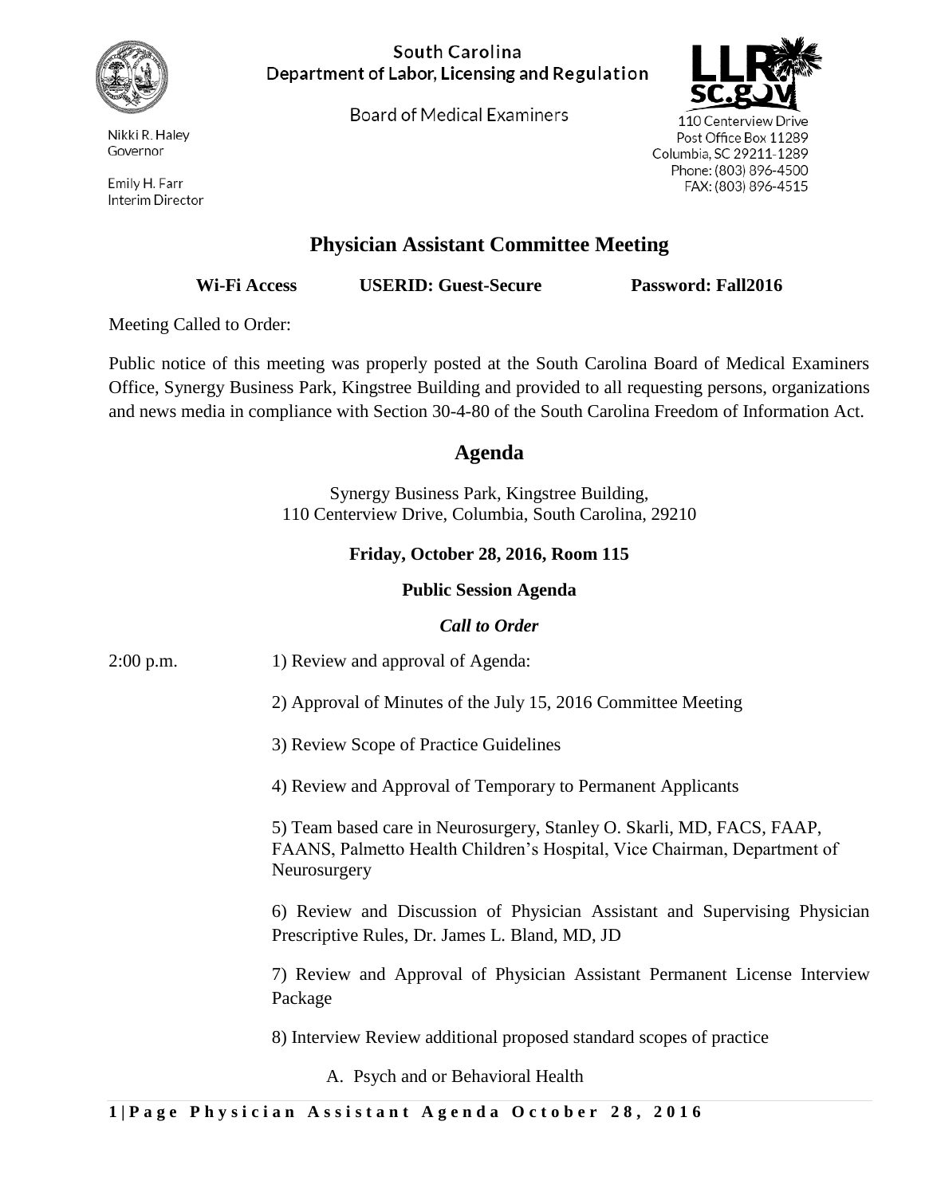South Carolina
Department of Labor, Licensing and Regulation

Board of Medical Examiners

Nikki R. Haley
Governor

Emily H. Farr
Interim Director

110 Centerview Drive
Post Office Box 11289
Columbia, SC 29211-1289
Phone: (803) 896-4500
FAX: (803) 896-4515

# Physician Assistant Committee Meeting

**Wi-Fi Access** **USERID: Guest-Secure** **Password: Fall2016**

Meeting Called to Order:

Public notice of this meeting was properly posted at the South Carolina Board of Medical Examiners Office, Synergy Business Park, Kingstree Building and provided to all requesting persons, organizations and news media in compliance with Section 30-4-80 of the South Carolina Freedom of Information Act.

## Agenda

Synergy Business Park, Kingstree Building,
110 Centerview Drive, Columbia, South Carolina, 29210

**Friday, October 28, 2016, Room 115**

**Public Session Agenda**

***Call to Order***

2:00 p.m. 1) Review and approval of Agenda:

2) Approval of Minutes of the July 15, 2016 Committee Meeting

3) Review Scope of Practice Guidelines

4) Review and Approval of Temporary to Permanent Applicants

5) Team based care in Neurosurgery, Stanley O. Skarli, MD, FACS, FAAP, FAANS, Palmetto Health Children's Hospital, Vice Chairman, Department of Neurosurgery

6) Review and Discussion of Physician Assistant and Supervising Physician Prescriptive Rules, Dr. James L. Bland, MD, JD

7) Review and Approval of Physician Assistant Permanent License Interview Package

8) Interview Review additional proposed standard scopes of practice

A. Psych and or Behavioral Health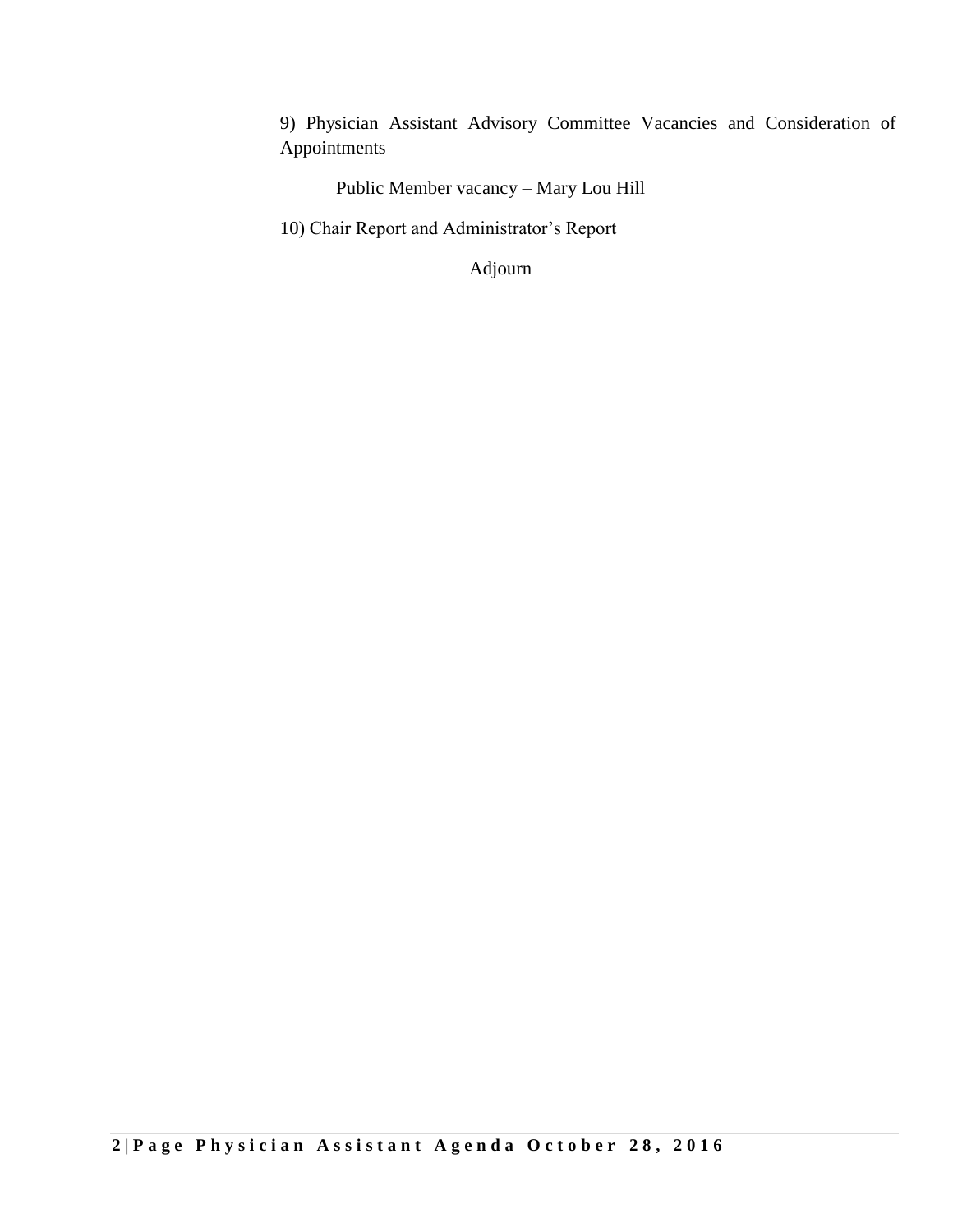9) Physician Assistant Advisory Committee Vacancies and Consideration of Appointments

Public Member vacancy – Mary Lou Hill

10) Chair Report and Administrator's Report

Adjourn